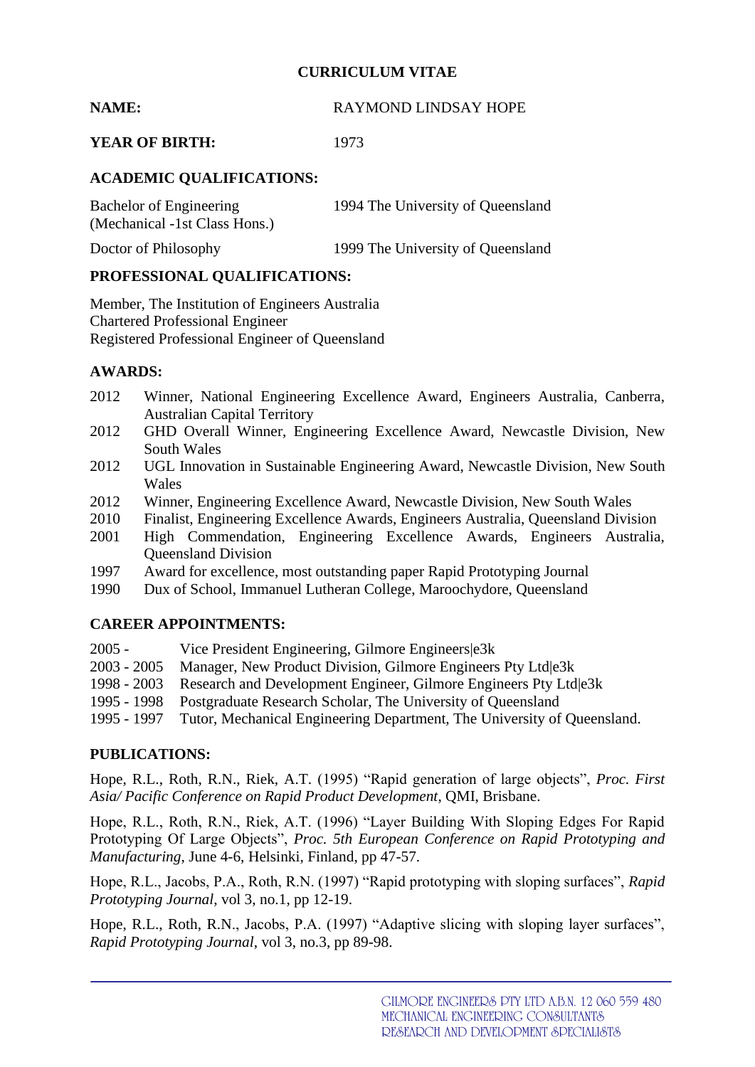# CURRICULUM VITAE

**NAME:** RAYMOND LINDSAY HOPE

**YEAR OF BIRTH:** 1973

## ACADEMIC QUALIFICATIONS:

| | |
|---|---|
| Bachelor of Engineering (Mechanical -1st Class Hons.) | 1994 The University of Queensland |
| Doctor of Philosophy | 1999 The University of Queensland |

## PROFESSIONAL QUALIFICATIONS:

Member, The Institution of Engineers Australia
Chartered Professional Engineer
Registered Professional Engineer of Queensland

## AWARDS:

- 2012 Winner, National Engineering Excellence Award, Engineers Australia, Canberra, Australian Capital Territory
- 2012 GHD Overall Winner, Engineering Excellence Award, Newcastle Division, New South Wales
- 2012 UGL Innovation in Sustainable Engineering Award, Newcastle Division, New South Wales
- 2012 Winner, Engineering Excellence Award, Newcastle Division, New South Wales
- 2010 Finalist, Engineering Excellence Awards, Engineers Australia, Queensland Division
- 2001 High Commendation, Engineering Excellence Awards, Engineers Australia, Queensland Division
- 1997 Award for excellence, most outstanding paper Rapid Prototyping Journal
- 1990 Dux of School, Immanuel Lutheran College, Maroochydore, Queensland

## CAREER APPOINTMENTS:

- 2005 - Vice President Engineering, Gilmore Engineers|e3k
- 2003 - 2005 Manager, New Product Division, Gilmore Engineers Pty Ltd|e3k
- 1998 - 2003 Research and Development Engineer, Gilmore Engineers Pty Ltd|e3k
- 1995 - 1998 Postgraduate Research Scholar, The University of Queensland
- 1995 - 1997 Tutor, Mechanical Engineering Department, The University of Queensland.

## PUBLICATIONS:

Hope, R.L., Roth, R.N., Riek, A.T. (1995) "Rapid generation of large objects", *Proc. First Asia/ Pacific Conference on Rapid Product Development*, QMI, Brisbane.

Hope, R.L., Roth, R.N., Riek, A.T. (1996) "Layer Building With Sloping Edges For Rapid Prototyping Of Large Objects", *Proc. 5th European Conference on Rapid Prototyping and Manufacturing*, June 4-6, Helsinki, Finland, pp 47-57.

Hope, R.L., Jacobs, P.A., Roth, R.N. (1997) "Rapid prototyping with sloping surfaces", *Rapid Prototyping Journal*, vol 3, no.1, pp 12-19.

Hope, R.L., Roth, R.N., Jacobs, P.A. (1997) "Adaptive slicing with sloping layer surfaces", *Rapid Prototyping Journal*, vol 3, no.3, pp 89-98.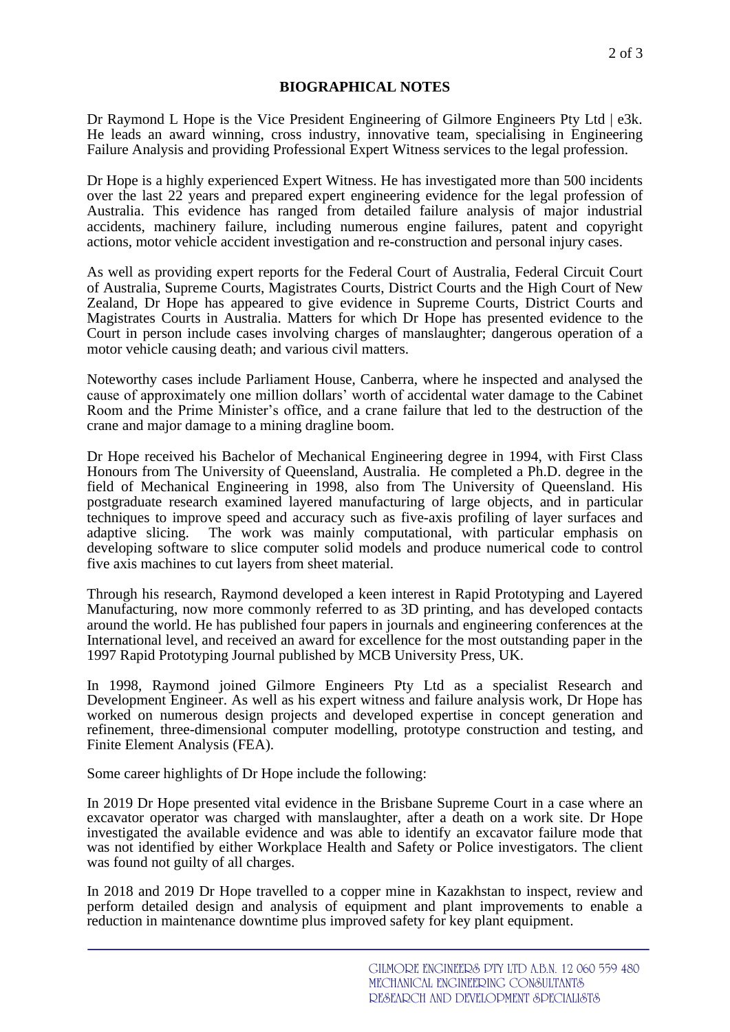## BIOGRAPHICAL NOTES

Dr Raymond L Hope is the Vice President Engineering of Gilmore Engineers Pty Ltd | e3k. He leads an award winning, cross industry, innovative team, specialising in Engineering Failure Analysis and providing Professional Expert Witness services to the legal profession.

Dr Hope is a highly experienced Expert Witness. He has investigated more than 500 incidents over the last 22 years and prepared expert engineering evidence for the legal profession of Australia. This evidence has ranged from detailed failure analysis of major industrial accidents, machinery failure, including numerous engine failures, patent and copyright actions, motor vehicle accident investigation and re-construction and personal injury cases.

As well as providing expert reports for the Federal Court of Australia, Federal Circuit Court of Australia, Supreme Courts, Magistrates Courts, District Courts and the High Court of New Zealand, Dr Hope has appeared to give evidence in Supreme Courts, District Courts and Magistrates Courts in Australia. Matters for which Dr Hope has presented evidence to the Court in person include cases involving charges of manslaughter; dangerous operation of a motor vehicle causing death; and various civil matters.

Noteworthy cases include Parliament House, Canberra, where he inspected and analysed the cause of approximately one million dollars' worth of accidental water damage to the Cabinet Room and the Prime Minister's office, and a crane failure that led to the destruction of the crane and major damage to a mining dragline boom.

Dr Hope received his Bachelor of Mechanical Engineering degree in 1994, with First Class Honours from The University of Queensland, Australia. He completed a Ph.D. degree in the field of Mechanical Engineering in 1998, also from The University of Queensland. His postgraduate research examined layered manufacturing of large objects, and in particular techniques to improve speed and accuracy such as five-axis profiling of layer surfaces and adaptive slicing. The work was mainly computational, with particular emphasis on developing software to slice computer solid models and produce numerical code to control five axis machines to cut layers from sheet material.

Through his research, Raymond developed a keen interest in Rapid Prototyping and Layered Manufacturing, now more commonly referred to as 3D printing, and has developed contacts around the world. He has published four papers in journals and engineering conferences at the International level, and received an award for excellence for the most outstanding paper in the 1997 Rapid Prototyping Journal published by MCB University Press, UK.

In 1998, Raymond joined Gilmore Engineers Pty Ltd as a specialist Research and Development Engineer. As well as his expert witness and failure analysis work, Dr Hope has worked on numerous design projects and developed expertise in concept generation and refinement, three-dimensional computer modelling, prototype construction and testing, and Finite Element Analysis (FEA).

Some career highlights of Dr Hope include the following:

In 2019 Dr Hope presented vital evidence in the Brisbane Supreme Court in a case where an excavator operator was charged with manslaughter, after a death on a work site. Dr Hope investigated the available evidence and was able to identify an excavator failure mode that was not identified by either Workplace Health and Safety or Police investigators. The client was found not guilty of all charges.

In 2018 and 2019 Dr Hope travelled to a copper mine in Kazakhstan to inspect, review and perform detailed design and analysis of equipment and plant improvements to enable a reduction in maintenance downtime plus improved safety for key plant equipment.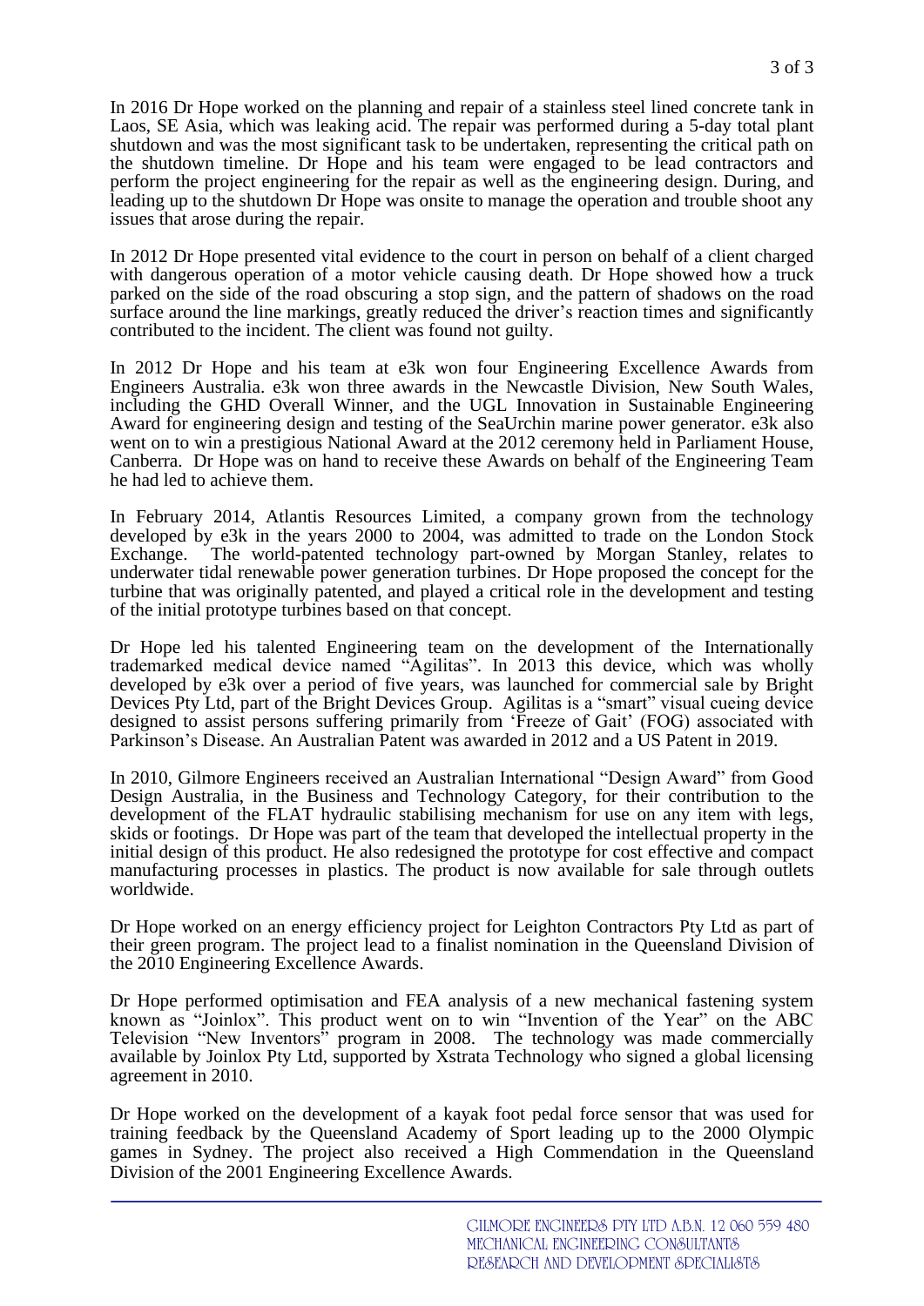In 2016 Dr Hope worked on the planning and repair of a stainless steel lined concrete tank in Laos, SE Asia, which was leaking acid. The repair was performed during a 5-day total plant shutdown and was the most significant task to be undertaken, representing the critical path on the shutdown timeline. Dr Hope and his team were engaged to be lead contractors and perform the project engineering for the repair as well as the engineering design. During, and leading up to the shutdown Dr Hope was onsite to manage the operation and trouble shoot any issues that arose during the repair.

In 2012 Dr Hope presented vital evidence to the court in person on behalf of a client charged with dangerous operation of a motor vehicle causing death. Dr Hope showed how a truck parked on the side of the road obscuring a stop sign, and the pattern of shadows on the road surface around the line markings, greatly reduced the driver's reaction times and significantly contributed to the incident. The client was found not guilty.

In 2012 Dr Hope and his team at e3k won four Engineering Excellence Awards from Engineers Australia. e3k won three awards in the Newcastle Division, New South Wales, including the GHD Overall Winner, and the UGL Innovation in Sustainable Engineering Award for engineering design and testing of the SeaUrchin marine power generator. e3k also went on to win a prestigious National Award at the 2012 ceremony held in Parliament House, Canberra. Dr Hope was on hand to receive these Awards on behalf of the Engineering Team he had led to achieve them.

In February 2014, Atlantis Resources Limited, a company grown from the technology developed by e3k in the years 2000 to 2004, was admitted to trade on the London Stock Exchange. The world-patented technology part-owned by Morgan Stanley, relates to underwater tidal renewable power generation turbines. Dr Hope proposed the concept for the turbine that was originally patented, and played a critical role in the development and testing of the initial prototype turbines based on that concept.

Dr Hope led his talented Engineering team on the development of the Internationally trademarked medical device named "Agilitas". In 2013 this device, which was wholly developed by e3k over a period of five years, was launched for commercial sale by Bright Devices Pty Ltd, part of the Bright Devices Group. Agilitas is a "smart" visual cueing device designed to assist persons suffering primarily from 'Freeze of Gait' (FOG) associated with Parkinson's Disease. An Australian Patent was awarded in 2012 and a US Patent in 2019.

In 2010, Gilmore Engineers received an Australian International "Design Award" from Good Design Australia, in the Business and Technology Category, for their contribution to the development of the FLAT hydraulic stabilising mechanism for use on any item with legs, skids or footings. Dr Hope was part of the team that developed the intellectual property in the initial design of this product. He also redesigned the prototype for cost effective and compact manufacturing processes in plastics. The product is now available for sale through outlets worldwide.

Dr Hope worked on an energy efficiency project for Leighton Contractors Pty Ltd as part of their green program. The project lead to a finalist nomination in the Queensland Division of the 2010 Engineering Excellence Awards.

Dr Hope performed optimisation and FEA analysis of a new mechanical fastening system known as "Joinlox". This product went on to win "Invention of the Year" on the ABC Television "New Inventors" program in 2008. The technology was made commercially available by Joinlox Pty Ltd, supported by Xstrata Technology who signed a global licensing agreement in 2010.

Dr Hope worked on the development of a kayak foot pedal force sensor that was used for training feedback by the Queensland Academy of Sport leading up to the 2000 Olympic games in Sydney. The project also received a High Commendation in the Queensland Division of the 2001 Engineering Excellence Awards.